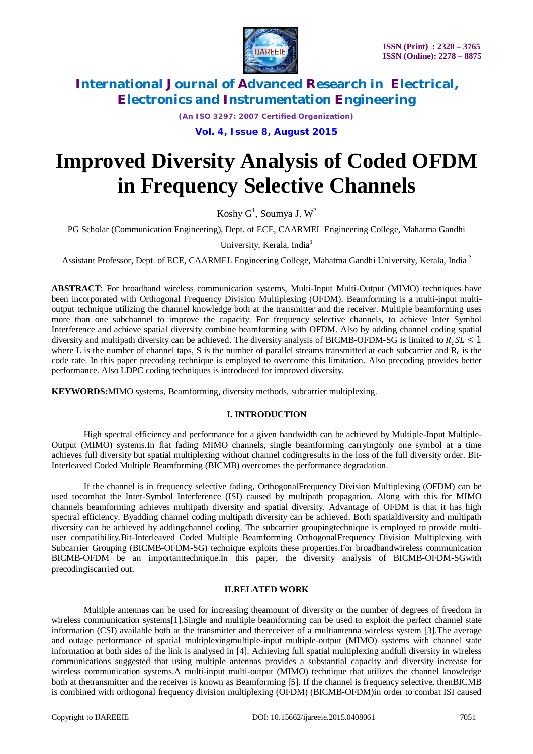# Improved Diversity Analysis of Coded OFDM in Frequency Selective Channels

Koshy G[1], Soumya J. W[2]

PG Scholar (Communication Engineering), Dept. of ECE, CAARMEL Engineering College, Mahatma Gandhi University, Kerala, India[1]

Assistant Professor, Dept. of ECE, CAARMEL Engineering College, Mahatma Gandhi University, Kerala, India[2]

**ABSTRACT**: For broadband wireless communication systems, Multi-Input Multi-Output (MIMO) techniques have been incorporated with Orthogonal Frequency Division Multiplexing (OFDM). Beamforming is a multi-input multi-output technique utilizing the channel knowledge both at the transmitter and the receiver. Multiple beamforming uses more than one subchannel to improve the capacity. For frequency selective channels, to achieve Inter Symbol Interference and achieve spatial diversity combine beamforming with OFDM. Also by adding channel coding spatial diversity and multipath diversity can be achieved. The diversity analysis of BICMB-OFDM-SG is limited to $R_c SL \leq 1$ where L is the number of channel taps, S is the number of parallel streams transmitted at each subcarrier and $R_c$ is the code rate. In this paper precoding technique is employed to overcome this limitation. Also precoding provides better performance. Also LDPC coding techniques is introduced for improved diversity.

**KEYWORDS:** MIMO systems, Beamforming, diversity methods, subcarrier multiplexing.

## I. INTRODUCTION

High spectral efficiency and performance for a given bandwidth can be achieved by Multiple-Input Multiple-Output (MIMO) systems.In flat fading MIMO channels, single beamforming carryingonly one symbol at a time achieves full diversity but spatial multiplexing without channel codingresults in the loss of the full diversity order. Bit-Interleaved Coded Multiple Beamforming (BICMB) overcomes the performance degradation.

If the channel is in frequency selective fading, OrthogonalFrequency Division Multiplexing (OFDM) can be used tocombat the Inter-Symbol Interference (ISI) caused by multipath propagation. Along with this for MIMO channels beamforming achieves multipath diversity and spatial diversity. Advantage of OFDM is that it has high spectral efficiency. Byadding channel coding multipath diversity can be achieved. Both spatialdiversity and multipath diversity can be achieved by addingchannel coding. The subcarrier groupingtechnique is employed to provide multi-user compatibility.Bit-Interleaved Coded Multiple Beamforming OrthogonalFrequency Division Multiplexing with Subcarrier Grouping (BICMB-OFDM-SG) technique exploits these properties.For broadbandwireless communication BICMB-OFDM be an importanttechnique.In this paper, the diversity analysis of BICMB-OFDM-SGwith precodingiscarried out.

## II.RELATED WORK

Multiple antennas can be used for increasing theamount of diversity or the number of degrees of freedom in wireless communication systems[1].Single and multiple beamforming can be used to exploit the perfect channel state information (CSI) available both at the transmitter and thereceiver of a multiantenna wireless system [3].The average and outage performance of spatial multiplexingmultiple-input multiple-output (MIMO) systems with channel state information at both sides of the link is analysed in [4]. Achieving full spatial multiplexing andfull diversity in wireless communications suggested that using multiple antennas provides a substantial capacity and diversity increase for wireless communication systems.A multi-input multi-output (MIMO) technique that utilizes the channel knowledge both at thetransmitter and the receiver is known as Beamforming [5]. If the channel is frequency selective, thenBICMB is combined with orthogonal frequency division multiplexing (OFDM) (BICMB-OFDM)in order to combat ISI caused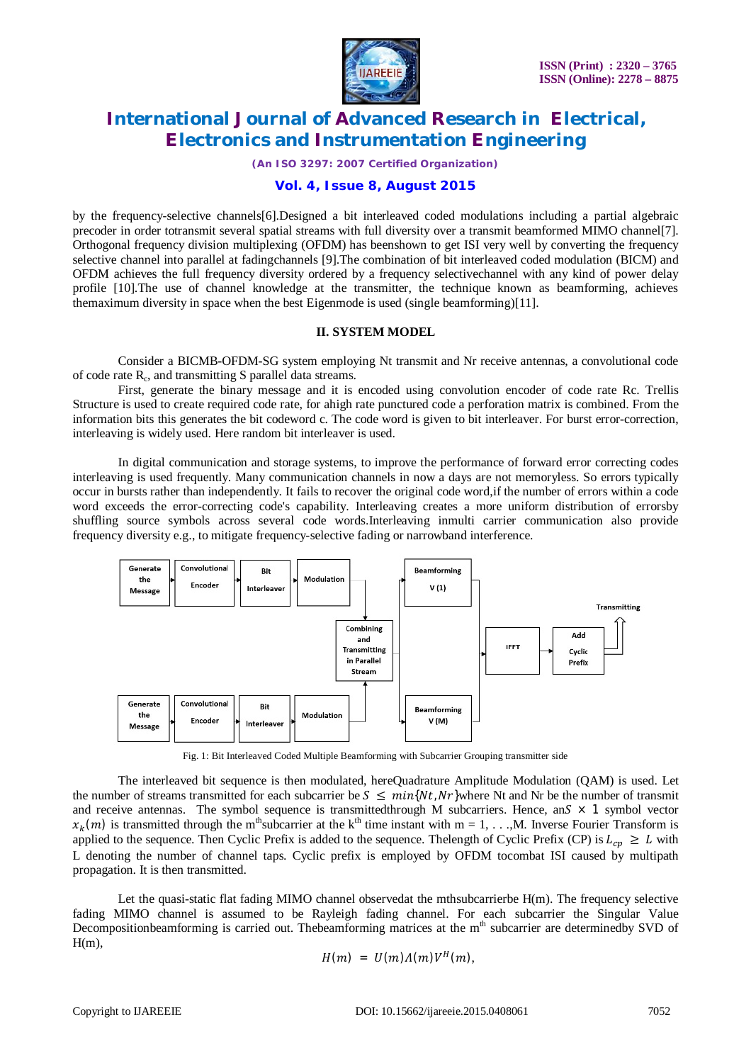by the frequency-selective channels[6].Designed a bit interleaved coded modulations including a partial algebraic precoder in order totransmit several spatial streams with full diversity over a transmit beamformed MIMO channel[7]. Orthogonal frequency division multiplexing (OFDM) has beenshown to get ISI very well by converting the frequency selective channel into parallel at fadingchannels [9].The combination of bit interleaved coded modulation (BICM) and OFDM achieves the full frequency diversity ordered by a frequency selectivechannel with any kind of power delay profile [10].The use of channel knowledge at the transmitter, the technique known as beamforming, achieves themaximum diversity in space when the best Eigenmode is used (single beamforming)[11].

## II. SYSTEM MODEL

Consider a BICMB-OFDM-SG system employing Nt transmit and Nr receive antennas, a convolutional code of code rate $R_c$, and transmitting S parallel data streams.

First, generate the binary message and it is encoded using convolution encoder of code rate Rc. Trellis Structure is used to create required code rate, for ahigh rate punctured code a perforation matrix is combined. From the information bits this generates the bit codeword c. The code word is given to bit interleaver. For burst error-correction, interleaving is widely used. Here random bit interleaver is used.

In digital communication and storage systems, to improve the performance of forward error correcting codes interleaving is used frequently. Many communication channels in now a days are not memoryless. So errors typically occur in bursts rather than independently. It fails to recover the original code word,if the number of errors within a code word exceeds the error-correcting code's capability. Interleaving creates a more uniform distribution of errorsby shuffling source symbols across several code words.Interleaving inmulti carrier communication also provide frequency diversity e.g., to mitigate frequency-selective fading or narrowband interference.

Fig. 1: Bit Interleaved Coded Multiple Beamforming with Subcarrier Grouping transmitter side

The interleaved bit sequence is then modulated, hereQuadrature Amplitude Modulation (QAM) is used. Let the number of streams transmitted for each subcarrier be $S \leq min\{Nt, Nr\}$where Nt and Nr be the number of transmit and receive antennas. The symbol sequence is transmittedthrough M subcarriers. Hence, an$S \times 1$ symbol vector $x_k(m)$ is transmitted through the m$^{th}$subcarrier at the k$^{th}$ time instant with m = 1, . . .,M. Inverse Fourier Transform is applied to the sequence. Then Cyclic Prefix is added to the sequence. Thelength of Cyclic Prefix (CP) is $L_{cp} \geq L$ with L denoting the number of channel taps. Cyclic prefix is employed by OFDM tocombat ISI caused by multipath propagation. It is then transmitted.

Let the quasi-static flat fading MIMO channel observedat the mthsubcarrierbe H(m). The frequency selective fading MIMO channel is assumed to be Rayleigh fading channel. For each subcarrier the Singular Value Decompositionbeamforming is carried out. Thebeamforming matrices at the m$^{th}$ subcarrier are determinedby SVD of H(m),

$$H(m) = U(m)\Lambda(m)V^H(m),$$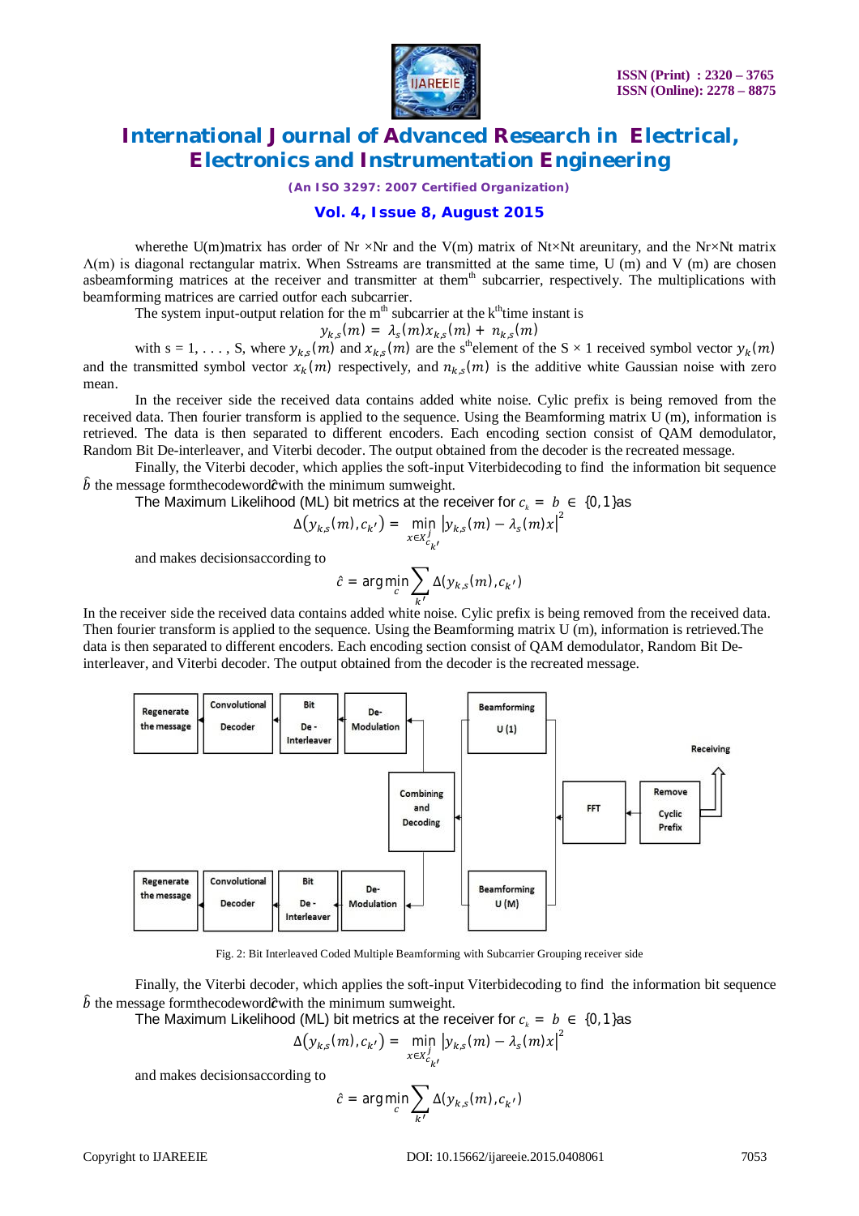wherethe U(m)matrix has order of Nr ×Nr and the V(m) matrix of Nt×Nt areunitary, and the Nr×Nt matrix Λ(m) is diagonal rectangular matrix. When Sstreams are transmitted at the same time, U (m) and V (m) are chosen asbeamforming matrices at the receiver and transmitter at them$^{th}$ subcarrier, respectively. The multiplications with beamforming matrices are carried outfor each subcarrier.

The system input-output relation for the m$^{th}$ subcarrier at the k$^{th}$time instant is

$$y_{k,s}(m) = \lambda_s(m)x_{k,s}(m) + n_{k,s}(m)$$

with s = 1, . . . , S, where $y_{k,s}(m)$ and $x_{k,s}(m)$ are the s$^{th}$element of the S × 1 received symbol vector $y_k(m)$ and the transmitted symbol vector $x_k(m)$ respectively, and $n_{k,s}(m)$ is the additive white Gaussian noise with zero mean.

In the receiver side the received data contains added white noise. Cylic prefix is being removed from the received data. Then fourier transform is applied to the sequence. Using the Beamforming matrix U (m), information is retrieved. The data is then separated to different encoders. Each encoding section consist of QAM demodulator, Random Bit De-interleaver, and Viterbi decoder. The output obtained from the decoder is the recreated message.

Finally, the Viterbi decoder, which applies the soft-input Viterbidecoding to find the information bit sequence $\hat{b}$ the message formthecodeword$\hat{c}$with the minimum sumweight.

The Maximum Likelihood (ML) bit metrics at the receiver for $c_k = b \in \{0,1\}$as

$$\Delta(y_{k,s}(m), c_{k'}) = \min_{x \in X^j_{c_{k'}}} |y_{k,s}(m) - \lambda_s(m)x|^2$$

and makes decisionsaccording to

$$\hat{c} = \arg\min_c \sum_{k'} \Delta(y_{k,s}(m), c_{k'})$$

In the receiver side the received data contains added white noise. Cylic prefix is being removed from the received data. Then fourier transform is applied to the sequence. Using the Beamforming matrix U (m), information is retrieved.The data is then separated to different encoders. Each encoding section consist of QAM demodulator, Random Bit De-interleaver, and Viterbi decoder. The output obtained from the decoder is the recreated message.

Fig. 2: Bit Interleaved Coded Multiple Beamforming with Subcarrier Grouping receiver side

Finally, the Viterbi decoder, which applies the soft-input Viterbidecoding to find the information bit sequence $\hat{b}$ the message formthecodeword$\hat{c}$with the minimum sumweight.

The Maximum Likelihood (ML) bit metrics at the receiver for $c_k = b \in \{0,1\}$as

$$\Delta(y_{k,s}(m), c_{k'}) = \min_{x \in X^j_{c_{k'}}} |y_{k,s}(m) - \lambda_s(m)x|^2$$

and makes decisionsaccording to

$$\hat{c} = \arg\min_c \sum_{k'} \Delta(y_{k,s}(m), c_{k'})$$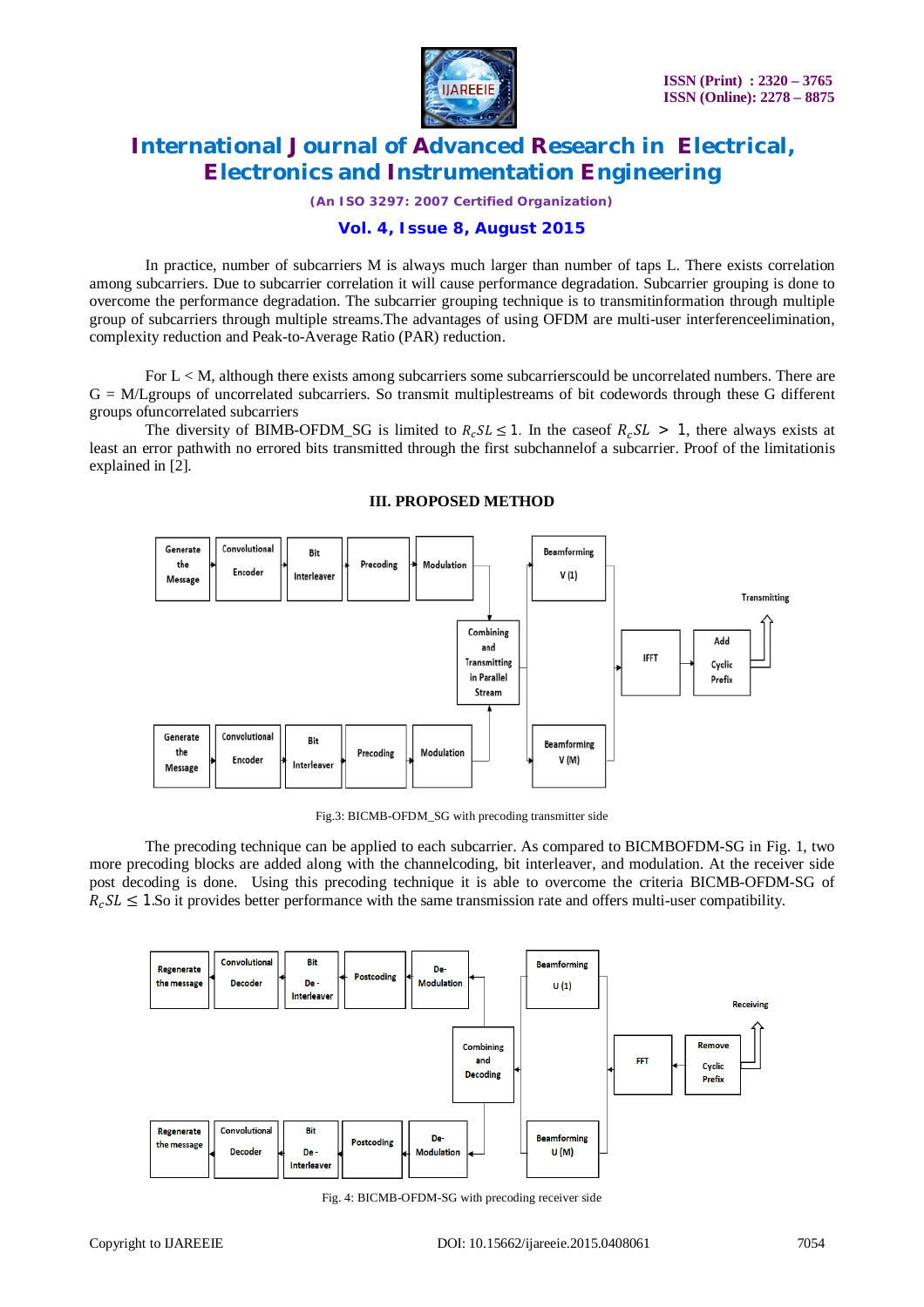In practice, number of subcarriers M is always much larger than number of taps L. There exists correlation among subcarriers. Due to subcarrier correlation it will cause performance degradation. Subcarrier grouping is done to overcome the performance degradation. The subcarrier grouping technique is to transmitinformation through multiple group of subcarriers through multiple streams.The advantages of using OFDM are multi-user interferenceelimination, complexity reduction and Peak-to-Average Ratio (PAR) reduction.

For L < M, although there exists among subcarriers some subcarrierscould be uncorrelated numbers. There are G = M/Lgroups of uncorrelated subcarriers. So transmit multiplestreams of bit codewords through these G different groups ofuncorrelated subcarriers

The diversity of BIMB-OFDM_SG is limited to $R_cSL \leq 1$. In the caseof $R_cSL > 1$, there always exists at least an error pathwith no errored bits transmitted through the first subchannelof a subcarrier. Proof of the limitationis explained in [2].

## III. PROPOSED METHOD

Fig.3: BICMB-OFDM_SG with precoding transmitter side

The precoding technique can be applied to each subcarrier. As compared to BICMBOFDM-SG in Fig. 1, two more precoding blocks are added along with the channelcoding, bit interleaver, and modulation. At the receiver side post decoding is done. Using this precoding technique it is able to overcome the criteria BICMB-OFDM-SG of $R_cSL \leq 1$.So it provides better performance with the same transmission rate and offers multi-user compatibility.

Fig. 4: BICMB-OFDM-SG with precoding receiver side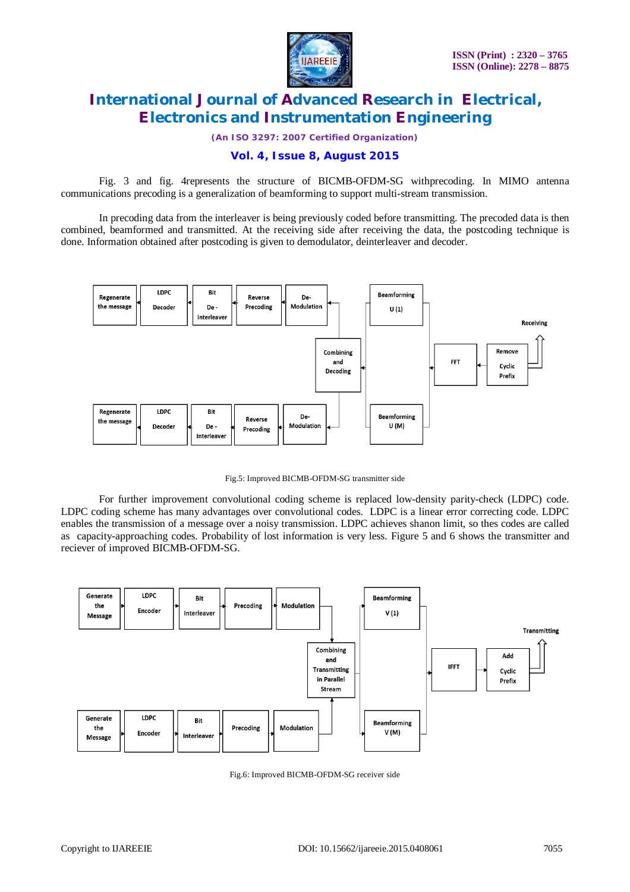Fig. 3 and fig. 4represents the structure of BICMB-OFDM-SG withprecoding. In MIMO antenna communications precoding is a generalization of beamforming to support multi-stream transmission.

In precoding data from the interleaver is being previously coded before transmitting. The precoded data is then combined, beamformed and transmitted. At the receiving side after receiving the data, the postcoding technique is done. Information obtained after postcoding is given to demodulator, deinterleaver and decoder.

Fig.5: Improved BICMB-OFDM-SG transmitter side

For further improvement convolutional coding scheme is replaced low-density parity-check (LDPC) code. LDPC coding scheme has many advantages over convolutional codes. LDPC is a linear error correcting code. LDPC enables the transmission of a message over a noisy transmission. LDPC achieves shanon limit, so thes codes are called as capacity-approaching codes. Probability of lost information is very less. Figure 5 and 6 shows the transmitter and reciever of improved BICMB-OFDM-SG.

Fig.6: Improved BICMB-OFDM-SG receiver side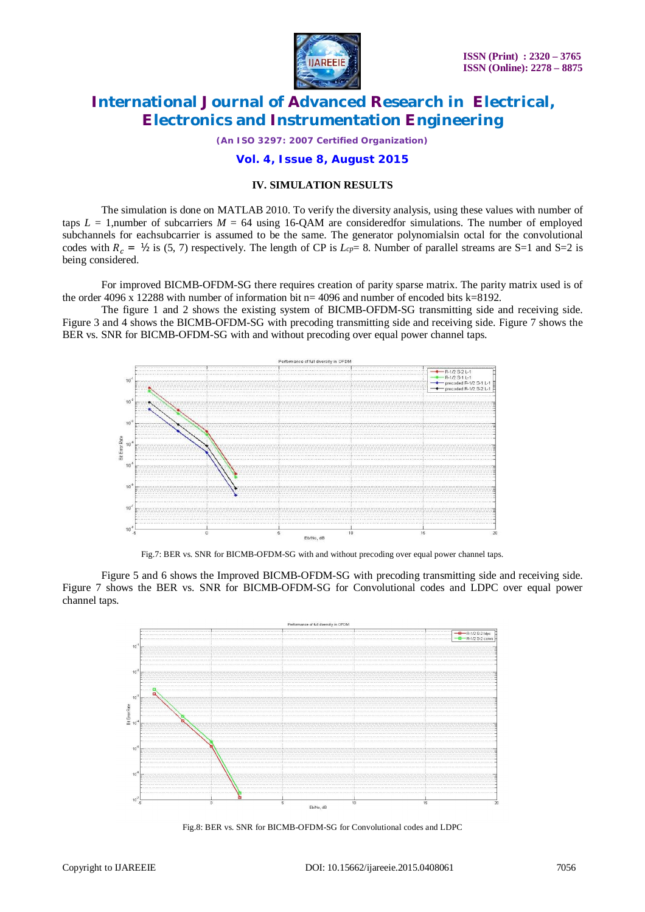## IV. SIMULATION RESULTS

The simulation is done on MATLAB 2010. To verify the diversity analysis, using these values with number of taps $L$ = 1,number of subcarriers $M$ = 64 using 16-QAM are consideredfor simulations. The number of employed subchannels for eachsubcarrier is assumed to be the same. The generator polynomialsin octal for the convolutional codes with $R_c = ½$ is (5, 7) respectively. The length of CP is $L_{cp}$= 8. Number of parallel streams are S=1 and S=2 is being considered.

For improved BICMB-OFDM-SG there requires creation of parity sparse matrix. The parity matrix used is of the order 4096 x 12288 with number of information bit n= 4096 and number of encoded bits k=8192.

The figure 1 and 2 shows the existing system of BICMB-OFDM-SG transmitting side and receiving side. Figure 3 and 4 shows the BICMB-OFDM-SG with precoding transmitting side and receiving side. Figure 7 shows the BER vs. SNR for BICMB-OFDM-SG with and without precoding over equal power channel taps.

Fig.7: BER vs. SNR for BICMB-OFDM-SG with and without precoding over equal power channel taps.

Figure 5 and 6 shows the Improved BICMB-OFDM-SG with precoding transmitting side and receiving side. Figure 7 shows the BER vs. SNR for BICMB-OFDM-SG for Convolutional codes and LDPC over equal power channel taps.

Fig.8: BER vs. SNR for BICMB-OFDM-SG for Convolutional codes and LDPC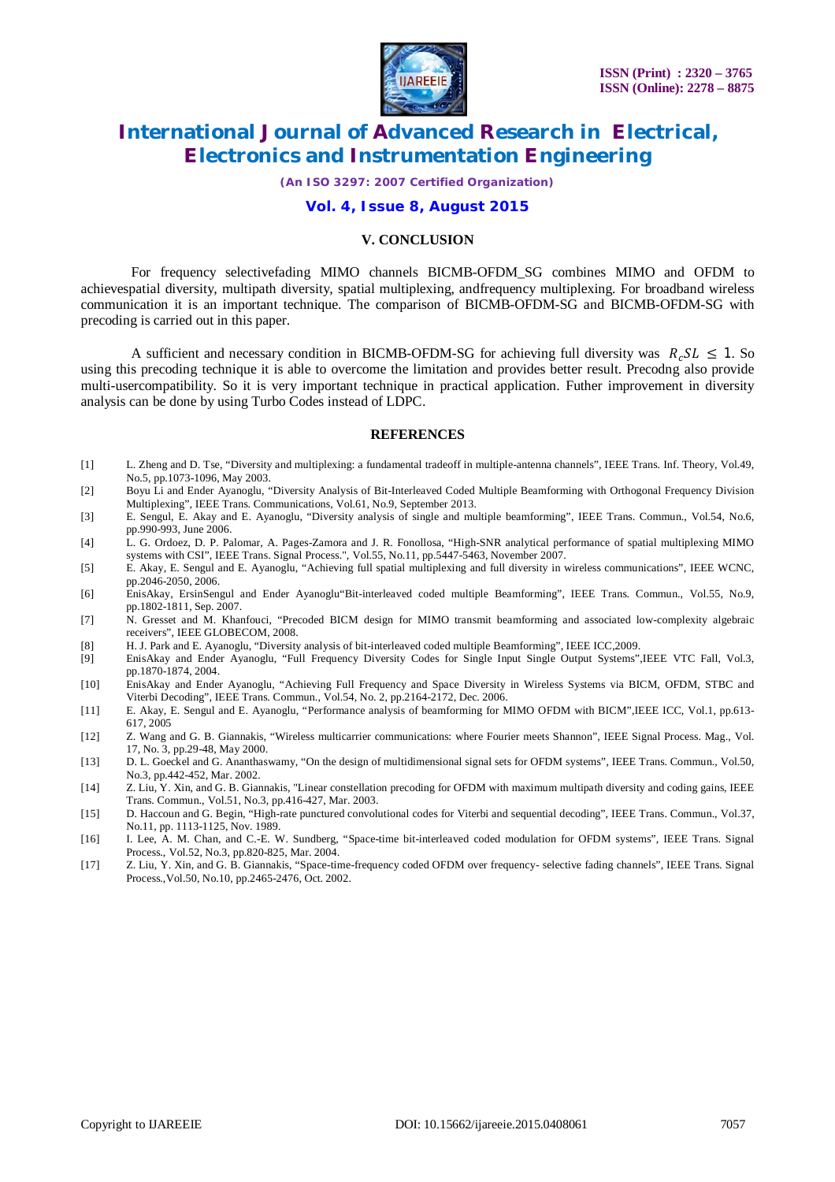## V. CONCLUSION

For frequency selectivefading MIMO channels BICMB-OFDM_SG combines MIMO and OFDM to achievespatial diversity, multipath diversity, spatial multiplexing, andfrequency multiplexing. For broadband wireless communication it is an important technique. The comparison of BICMB-OFDM-SG and BICMB-OFDM-SG with precoding is carried out in this paper.

A sufficient and necessary condition in BICMB-OFDM-SG for achieving full diversity was $R_c SL \leq 1$. So using this precoding technique it is able to overcome the limitation and provides better result. Precodng also provide multi-usercompatibility. So it is very important technique in practical application. Futher improvement in diversity analysis can be done by using Turbo Codes instead of LDPC.

## REFERENCES

[1] L. Zheng and D. Tse, "Diversity and multiplexing: a fundamental tradeoff in multiple-antenna channels", IEEE Trans. Inf. Theory, Vol.49, No.5, pp.1073-1096, May 2003.

[2] Boyu Li and Ender Ayanoglu, "Diversity Analysis of Bit-Interleaved Coded Multiple Beamforming with Orthogonal Frequency Division Multiplexing", IEEE Trans. Communications, Vol.61, No.9, September 2013.

[3] E. Sengul, E. Akay and E. Ayanoglu, "Diversity analysis of single and multiple beamforming", IEEE Trans. Commun., Vol.54, No.6, pp.990-993, June 2006.

[4] L. G. Ordoez, D. P. Palomar, A. Pages-Zamora and J. R. Fonollosa, "High-SNR analytical performance of spatial multiplexing MIMO systems with CSI", IEEE Trans. Signal Process.", Vol.55, No.11, pp.5447-5463, November 2007.

[5] E. Akay, E. Sengul and E. Ayanoglu, "Achieving full spatial multiplexing and full diversity in wireless communications", IEEE WCNC, pp.2046-2050, 2006.

[6] EnisAkay, ErsinSengul and Ender Ayanoglu"Bit-interleaved coded multiple Beamforming", IEEE Trans. Commun., Vol.55, No.9, pp.1802-1811, Sep. 2007.

[7] N. Gresset and M. Khanfouci, "Precoded BICM design for MIMO transmit beamforming and associated low-complexity algebraic receivers", IEEE GLOBECOM, 2008.

[8] H. J. Park and E. Ayanoglu, "Diversity analysis of bit-interleaved coded multiple Beamforming", IEEE ICC,2009.

[9] EnisAkay and Ender Ayanoglu, "Full Frequency Diversity Codes for Single Input Single Output Systems",IEEE VTC Fall, Vol.3, pp.1870-1874, 2004.

[10] EnisAkay and Ender Ayanoglu, "Achieving Full Frequency and Space Diversity in Wireless Systems via BICM, OFDM, STBC and Viterbi Decoding", IEEE Trans. Commun., Vol.54, No. 2, pp.2164-2172, Dec. 2006.

[11] E. Akay, E. Sengul and E. Ayanoglu, "Performance analysis of beamforming for MIMO OFDM with BICM",IEEE ICC, Vol.1, pp.613-617, 2005

[12] Z. Wang and G. B. Giannakis, "Wireless multicarrier communications: where Fourier meets Shannon", IEEE Signal Process. Mag., Vol. 17, No. 3, pp.29-48, May 2000.

[13] D. L. Goeckel and G. Ananthaswamy, "On the design of multidimensional signal sets for OFDM systems", IEEE Trans. Commun., Vol.50, No.3, pp.442-452, Mar. 2002.

[14] Z. Liu, Y. Xin, and G. B. Giannakis, "Linear constellation precoding for OFDM with maximum multipath diversity and coding gains, IEEE Trans. Commun., Vol.51, No.3, pp.416-427, Mar. 2003.

[15] D. Haccoun and G. Begin, "High-rate punctured convolutional codes for Viterbi and sequential decoding", IEEE Trans. Commun., Vol.37, No.11, pp. 1113-1125, Nov. 1989.

[16] I. Lee, A. M. Chan, and C.-E. W. Sundberg, "Space-time bit-interleaved coded modulation for OFDM systems", IEEE Trans. Signal Process., Vol.52, No.3, pp.820-825, Mar. 2004.

[17] Z. Liu, Y. Xin, and G. B. Giannakis, "Space-time-frequency coded OFDM over frequency- selective fading channels", IEEE Trans. Signal Process.,Vol.50, No.10, pp.2465-2476, Oct. 2002.